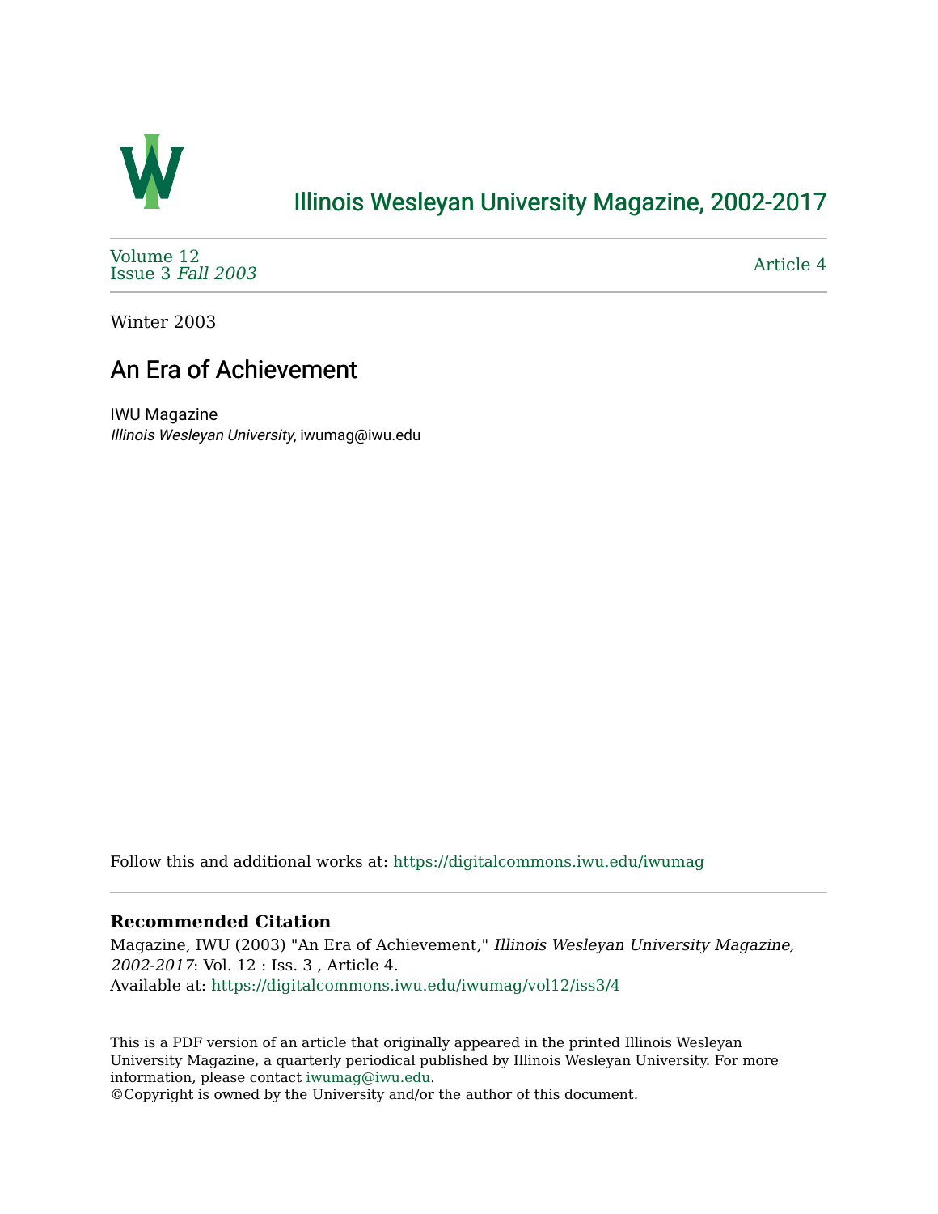# Illinois Wesleyan University Magazine, 2002-2017

Volume 12
Issue 3 *Fall 2003*

Article 4

Winter 2003

## An Era of Achievement

IWU Magazine
*Illinois Wesleyan University*, iwumag@iwu.edu

Follow this and additional works at: https://digitalcommons.iwu.edu/iwumag

**Recommended Citation**

Magazine, IWU (2003) "An Era of Achievement," *Illinois Wesleyan University Magazine, 2002-2017*: Vol. 12 : Iss. 3 , Article 4.
Available at: https://digitalcommons.iwu.edu/iwumag/vol12/iss3/4

This is a PDF version of an article that originally appeared in the printed Illinois Wesleyan University Magazine, a quarterly periodical published by Illinois Wesleyan University. For more information, please contact iwumag@iwu.edu.
©Copyright is owned by the University and/or the author of this document.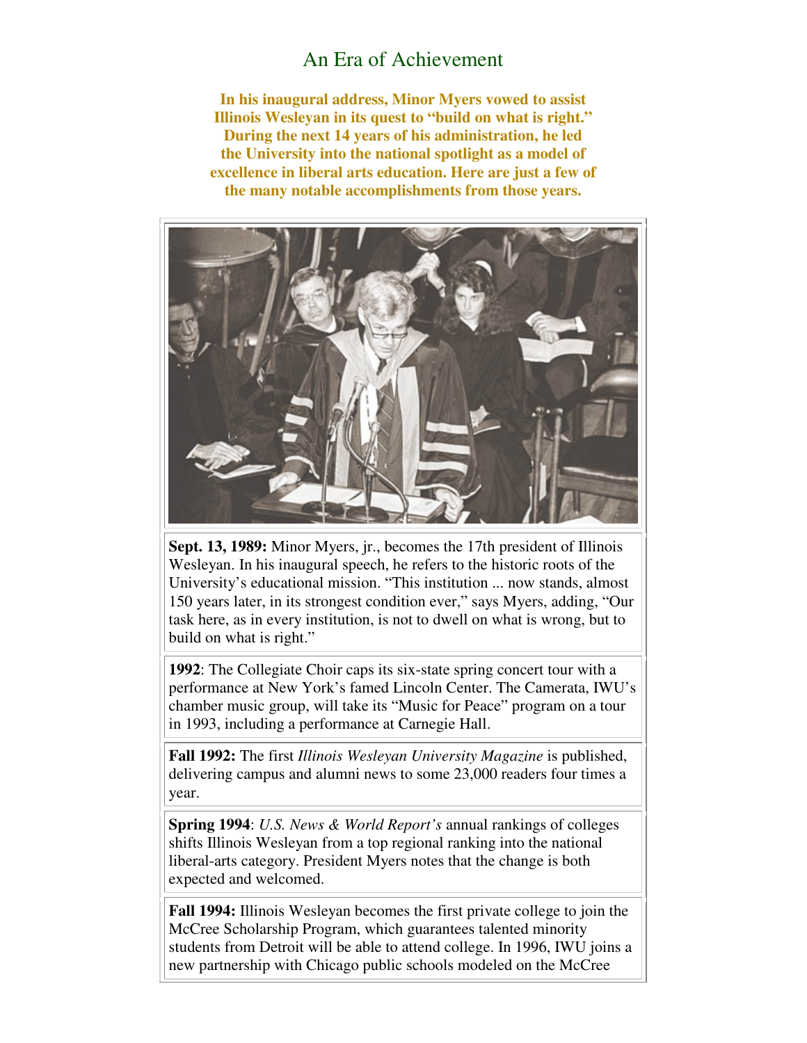# An Era of Achievement

**In his inaugural address, Minor Myers vowed to assist Illinois Wesleyan in its quest to "build on what is right." During the next 14 years of his administration, he led the University into the national spotlight as a model of excellence in liberal arts education. Here are just a few of the many notable accomplishments from those years.**

**Sept. 13, 1989:** Minor Myers, jr., becomes the 17th president of Illinois Wesleyan. In his inaugural speech, he refers to the historic roots of the University's educational mission. "This institution ... now stands, almost 150 years later, in its strongest condition ever," says Myers, adding, "Our task here, as in every institution, is not to dwell on what is wrong, but to build on what is right."

**1992**: The Collegiate Choir caps its six-state spring concert tour with a performance at New York's famed Lincoln Center. The Camerata, IWU's chamber music group, will take its "Music for Peace" program on a tour in 1993, including a performance at Carnegie Hall.

**Fall 1992:** The first *Illinois Wesleyan University Magazine* is published, delivering campus and alumni news to some 23,000 readers four times a year.

**Spring 1994**: *U.S. News & World Report's* annual rankings of colleges shifts Illinois Wesleyan from a top regional ranking into the national liberal-arts category. President Myers notes that the change is both expected and welcomed.

**Fall 1994:** Illinois Wesleyan becomes the first private college to join the McCree Scholarship Program, which guarantees talented minority students from Detroit will be able to attend college. In 1996, IWU joins a new partnership with Chicago public schools modeled on the McCree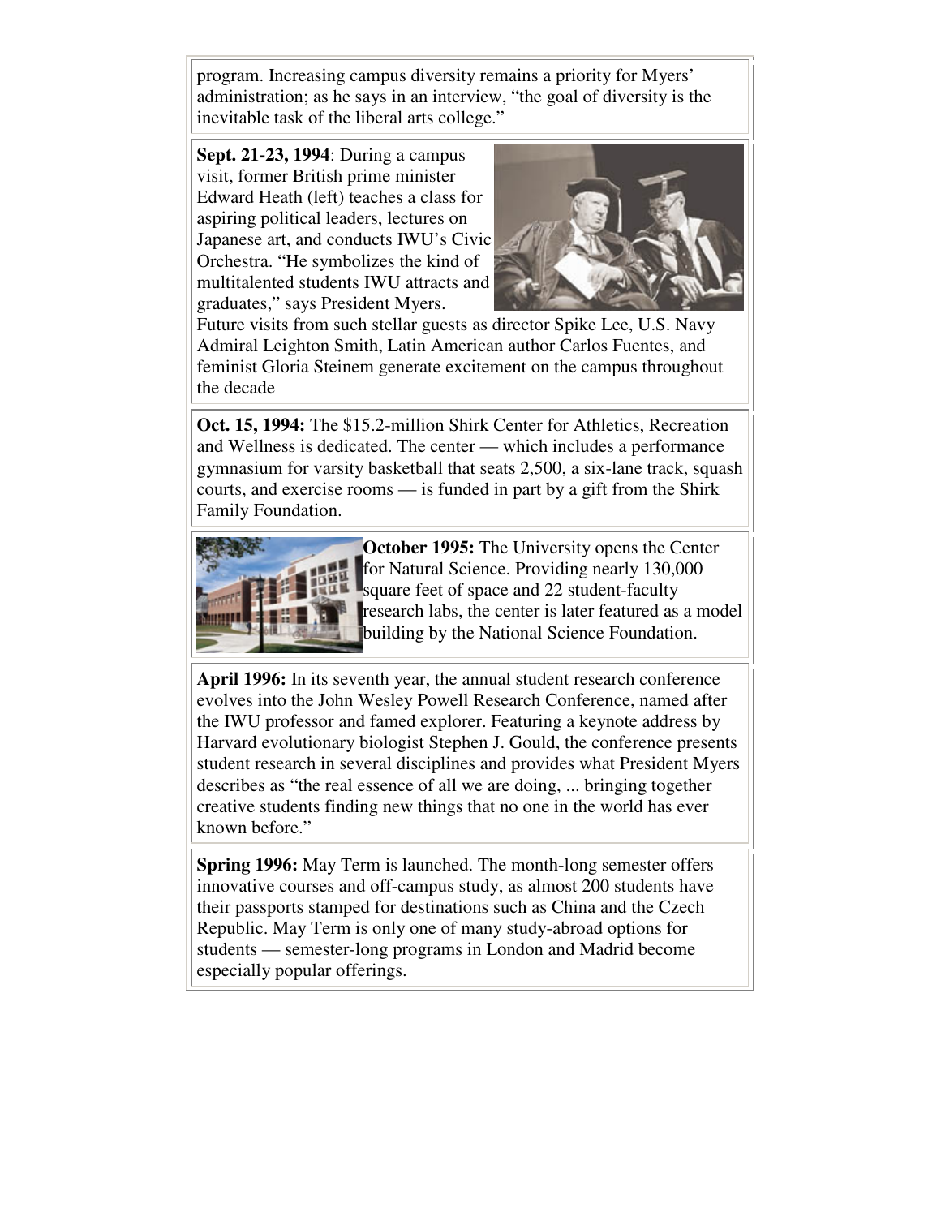program. Increasing campus diversity remains a priority for Myers' administration; as he says in an interview, "the goal of diversity is the inevitable task of the liberal arts college."

**Sept. 21-23, 1994**: During a campus visit, former British prime minister Edward Heath (left) teaches a class for aspiring political leaders, lectures on Japanese art, and conducts IWU's Civic Orchestra. "He symbolizes the kind of multitalented students IWU attracts and graduates," says President Myers. Future visits from such stellar guests as director Spike Lee, U.S. Navy Admiral Leighton Smith, Latin American author Carlos Fuentes, and feminist Gloria Steinem generate excitement on the campus throughout the decade

**Oct. 15, 1994:** The $15.2-million Shirk Center for Athletics, Recreation and Wellness is dedicated. The center — which includes a performance gymnasium for varsity basketball that seats 2,500, a six-lane track, squash courts, and exercise rooms — is funded in part by a gift from the Shirk Family Foundation.

**October 1995:** The University opens the Center for Natural Science. Providing nearly 130,000 square feet of space and 22 student-faculty research labs, the center is later featured as a model building by the National Science Foundation.

**April 1996:** In its seventh year, the annual student research conference evolves into the John Wesley Powell Research Conference, named after the IWU professor and famed explorer. Featuring a keynote address by Harvard evolutionary biologist Stephen J. Gould, the conference presents student research in several disciplines and provides what President Myers describes as "the real essence of all we are doing, ... bringing together creative students finding new things that no one in the world has ever known before."

**Spring 1996:** May Term is launched. The month-long semester offers innovative courses and off-campus study, as almost 200 students have their passports stamped for destinations such as China and the Czech Republic. May Term is only one of many study-abroad options for students — semester-long programs in London and Madrid become especially popular offerings.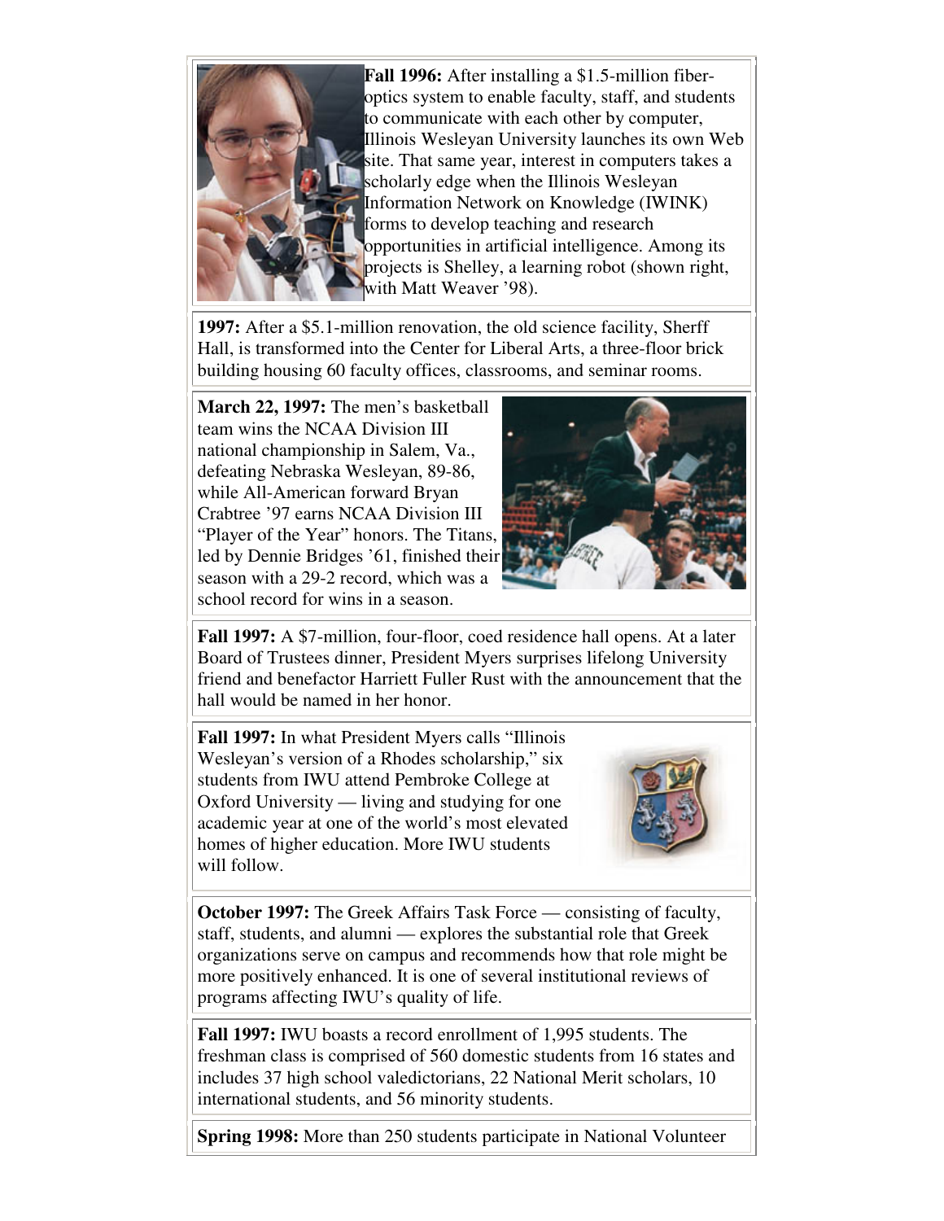**Fall 1996:** After installing a $1.5-million fiber-optics system to enable faculty, staff, and students to communicate with each other by computer, Illinois Wesleyan University launches its own Web site. That same year, interest in computers takes a scholarly edge when the Illinois Wesleyan Information Network on Knowledge (IWINK) forms to develop teaching and research opportunities in artificial intelligence. Among its projects is Shelley, a learning robot (shown right, with Matt Weaver '98).

**1997:** After a $5.1-million renovation, the old science facility, Sherff Hall, is transformed into the Center for Liberal Arts, a three-floor brick building housing 60 faculty offices, classrooms, and seminar rooms.

**March 22, 1997:** The men's basketball team wins the NCAA Division III national championship in Salem, Va., defeating Nebraska Wesleyan, 89-86, while All-American forward Bryan Crabtree '97 earns NCAA Division III "Player of the Year" honors. The Titans, led by Dennie Bridges '61, finished their season with a 29-2 record, which was a school record for wins in a season.

**Fall 1997:** A $7-million, four-floor, coed residence hall opens. At a later Board of Trustees dinner, President Myers surprises lifelong University friend and benefactor Harriett Fuller Rust with the announcement that the hall would be named in her honor.

**Fall 1997:** In what President Myers calls "Illinois Wesleyan's version of a Rhodes scholarship," six students from IWU attend Pembroke College at Oxford University — living and studying for one academic year at one of the world's most elevated homes of higher education. More IWU students will follow.

**October 1997:** The Greek Affairs Task Force — consisting of faculty, staff, students, and alumni — explores the substantial role that Greek organizations serve on campus and recommends how that role might be more positively enhanced. It is one of several institutional reviews of programs affecting IWU's quality of life.

**Fall 1997:** IWU boasts a record enrollment of 1,995 students. The freshman class is comprised of 560 domestic students from 16 states and includes 37 high school valedictorians, 22 National Merit scholars, 10 international students, and 56 minority students.

**Spring 1998:** More than 250 students participate in National Volunteer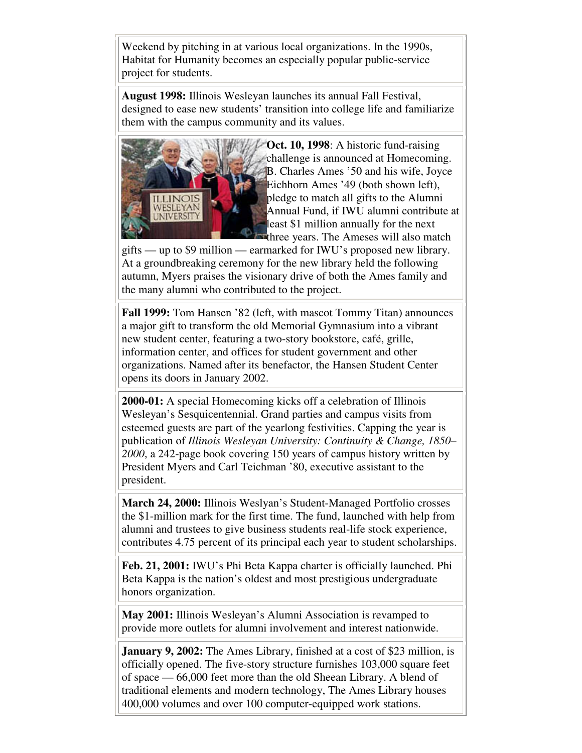Weekend by pitching in at various local organizations. In the 1990s, Habitat for Humanity becomes an especially popular public-service project for students.

**August 1998:** Illinois Wesleyan launches its annual Fall Festival, designed to ease new students' transition into college life and familiarize them with the campus community and its values.

**Oct. 10, 1998**: A historic fund-raising challenge is announced at Homecoming. B. Charles Ames '50 and his wife, Joyce Eichhorn Ames '49 (both shown left), pledge to match all gifts to the Alumni Annual Fund, if IWU alumni contribute at least $1 million annually for the next three years. The Ameses will also match gifts — up to $9 million — earmarked for IWU's proposed new library. At a groundbreaking ceremony for the new library held the following autumn, Myers praises the visionary drive of both the Ames family and the many alumni who contributed to the project.

**Fall 1999:** Tom Hansen '82 (left, with mascot Tommy Titan) announces a major gift to transform the old Memorial Gymnasium into a vibrant new student center, featuring a two-story bookstore, café, grille, information center, and offices for student government and other organizations. Named after its benefactor, the Hansen Student Center opens its doors in January 2002.

**2000-01:** A special Homecoming kicks off a celebration of Illinois Wesleyan's Sesquicentennial. Grand parties and campus visits from esteemed guests are part of the yearlong festivities. Capping the year is publication of *Illinois Wesleyan University: Continuity & Change, 1850–2000*, a 242-page book covering 150 years of campus history written by President Myers and Carl Teichman '80, executive assistant to the president.

**March 24, 2000:** Illinois Weslyan's Student-Managed Portfolio crosses the $1-million mark for the first time. The fund, launched with help from alumni and trustees to give business students real-life stock experience, contributes 4.75 percent of its principal each year to student scholarships.

**Feb. 21, 2001:** IWU's Phi Beta Kappa charter is officially launched. Phi Beta Kappa is the nation's oldest and most prestigious undergraduate honors organization.

**May 2001:** Illinois Wesleyan's Alumni Association is revamped to provide more outlets for alumni involvement and interest nationwide.

**January 9, 2002:** The Ames Library, finished at a cost of $23 million, is officially opened. The five-story structure furnishes 103,000 square feet of space — 66,000 feet more than the old Sheean Library. A blend of traditional elements and modern technology, The Ames Library houses 400,000 volumes and over 100 computer-equipped work stations.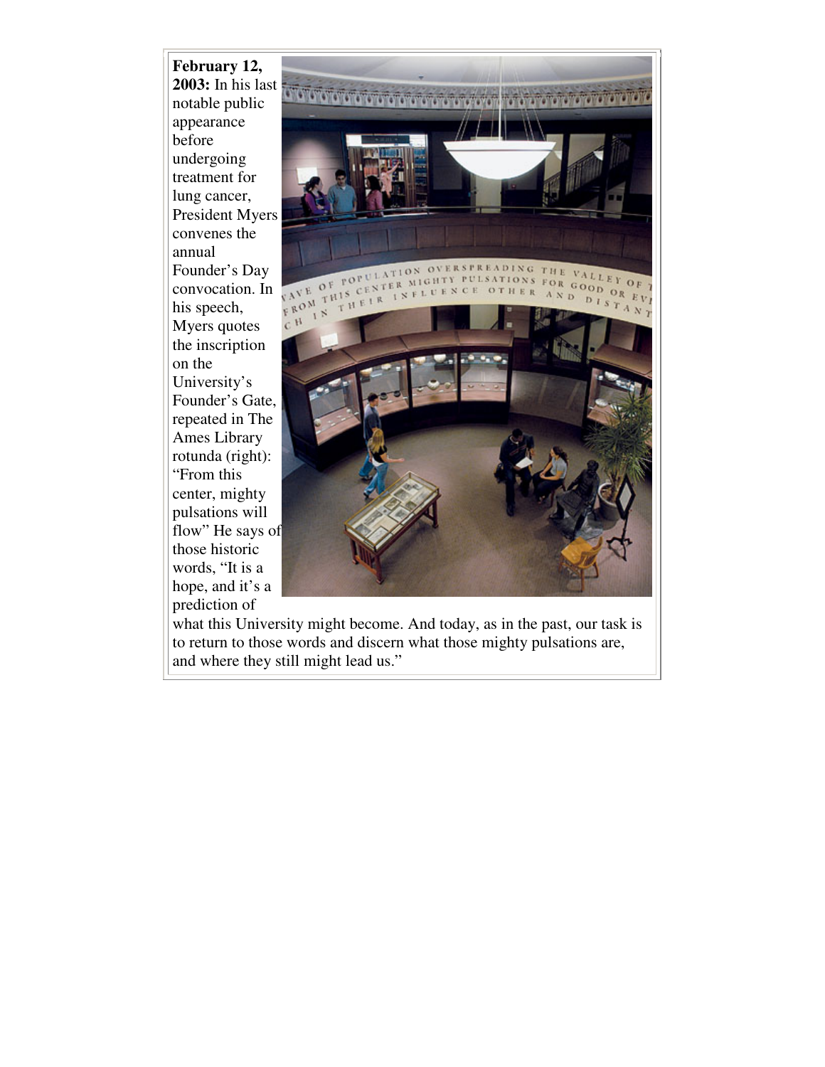**February 12, 2003:** In his last notable public appearance before undergoing treatment for lung cancer, President Myers convenes the annual Founder's Day convocation. In his speech, Myers quotes the inscription on the University's Founder's Gate, repeated in The Ames Library rotunda (right): "From this center, mighty pulsations will flow" He says of those historic words, "It is a hope, and it's a prediction of what this University might become. And today, as in the past, our task is to return to those words and discern what those mighty pulsations are, and where they still might lead us."